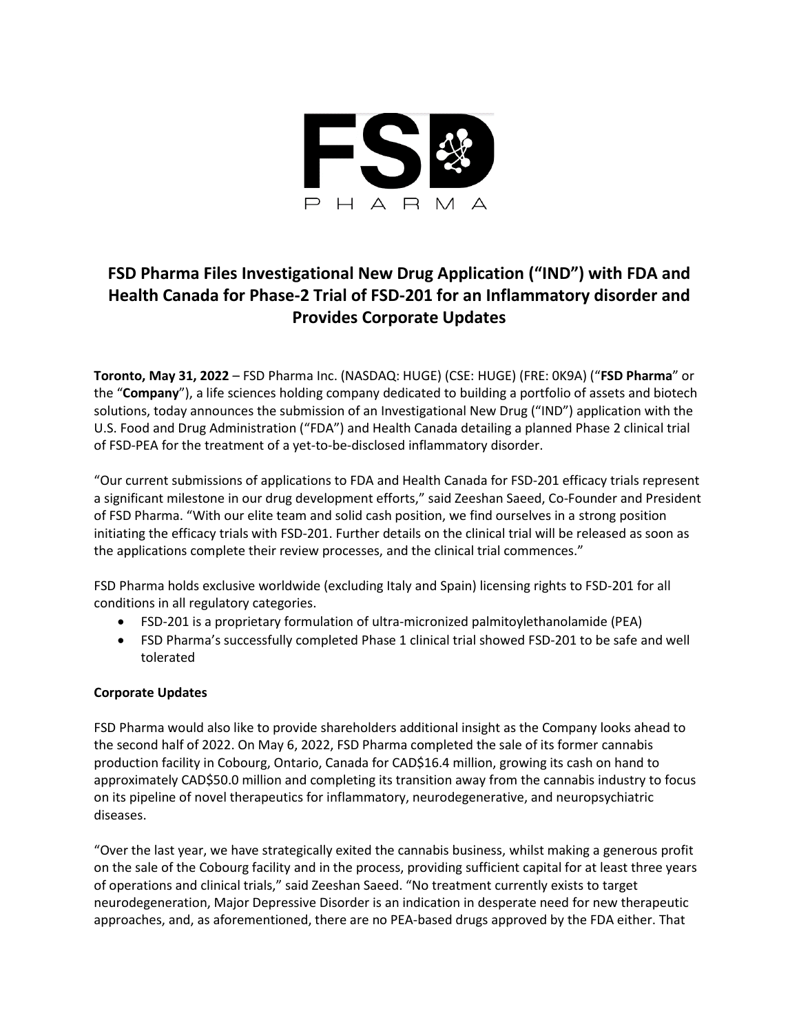# FSD Pharma Files Investigational New Drug Application ("IND") with FDA and Health Canada for Phase-2 Trial of FSD-201 for an Inflammatory disorder and Provides Corporate Updates

**Toronto, May 31, 2022** – FSD Pharma Inc. (NASDAQ: HUGE) (CSE: HUGE) (FRE: 0K9A) ("**FSD Pharma**" or the "**Company**"), a life sciences holding company dedicated to building a portfolio of assets and biotech solutions, today announces the submission of an Investigational New Drug ("IND") application with the U.S. Food and Drug Administration ("FDA") and Health Canada detailing a planned Phase 2 clinical trial of FSD-PEA for the treatment of a yet-to-be-disclosed inflammatory disorder.

"Our current submissions of applications to FDA and Health Canada for FSD-201 efficacy trials represent a significant milestone in our drug development efforts," said Zeeshan Saeed, Co-Founder and President of FSD Pharma. "With our elite team and solid cash position, we find ourselves in a strong position initiating the efficacy trials with FSD-201. Further details on the clinical trial will be released as soon as the applications complete their review processes, and the clinical trial commences."

FSD Pharma holds exclusive worldwide (excluding Italy and Spain) licensing rights to FSD-201 for all conditions in all regulatory categories.

- FSD-201 is a proprietary formulation of ultra-micronized palmitoylethanolamide (PEA)
- FSD Pharma's successfully completed Phase 1 clinical trial showed FSD-201 to be safe and well tolerated

**Corporate Updates**

FSD Pharma would also like to provide shareholders additional insight as the Company looks ahead to the second half of 2022. On May 6, 2022, FSD Pharma completed the sale of its former cannabis production facility in Cobourg, Ontario, Canada for CAD$16.4 million, growing its cash on hand to approximately CAD$50.0 million and completing its transition away from the cannabis industry to focus on its pipeline of novel therapeutics for inflammatory, neurodegenerative, and neuropsychiatric diseases.

"Over the last year, we have strategically exited the cannabis business, whilst making a generous profit on the sale of the Cobourg facility and in the process, providing sufficient capital for at least three years of operations and clinical trials," said Zeeshan Saeed. "No treatment currently exists to target neurodegeneration, Major Depressive Disorder is an indication in desperate need for new therapeutic approaches, and, as aforementioned, there are no PEA-based drugs approved by the FDA either. That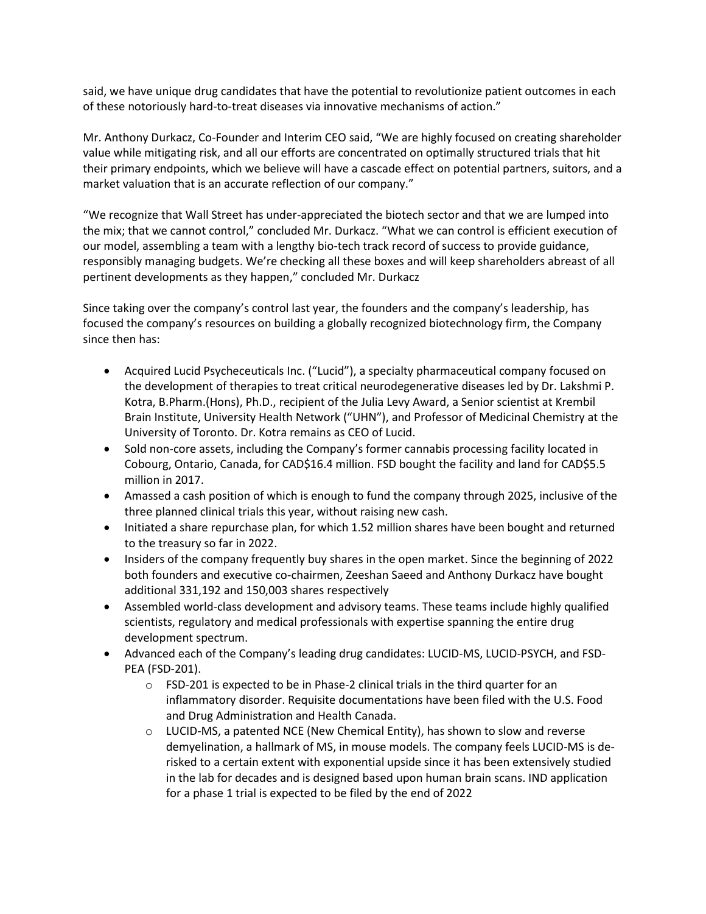said, we have unique drug candidates that have the potential to revolutionize patient outcomes in each of these notoriously hard-to-treat diseases via innovative mechanisms of action."

Mr. Anthony Durkacz, Co-Founder and Interim CEO said, "We are highly focused on creating shareholder value while mitigating risk, and all our efforts are concentrated on optimally structured trials that hit their primary endpoints, which we believe will have a cascade effect on potential partners, suitors, and a market valuation that is an accurate reflection of our company."

"We recognize that Wall Street has under-appreciated the biotech sector and that we are lumped into the mix; that we cannot control," concluded Mr. Durkacz. "What we can control is efficient execution of our model, assembling a team with a lengthy bio-tech track record of success to provide guidance, responsibly managing budgets. We're checking all these boxes and will keep shareholders abreast of all pertinent developments as they happen," concluded Mr. Durkacz

Since taking over the company's control last year, the founders and the company's leadership, has focused the company's resources on building a globally recognized biotechnology firm, the Company since then has:

- Acquired Lucid Psycheceuticals Inc. ("Lucid"), a specialty pharmaceutical company focused on the development of therapies to treat critical neurodegenerative diseases led by Dr. Lakshmi P. Kotra, B.Pharm.(Hons), Ph.D., recipient of the Julia Levy Award, a Senior scientist at Krembil Brain Institute, University Health Network ("UHN"), and Professor of Medicinal Chemistry at the University of Toronto. Dr. Kotra remains as CEO of Lucid.
- Sold non-core assets, including the Company's former cannabis processing facility located in Cobourg, Ontario, Canada, for CAD$16.4 million. FSD bought the facility and land for CAD$5.5 million in 2017.
- Amassed a cash position of which is enough to fund the company through 2025, inclusive of the three planned clinical trials this year, without raising new cash.
- Initiated a share repurchase plan, for which 1.52 million shares have been bought and returned to the treasury so far in 2022.
- Insiders of the company frequently buy shares in the open market. Since the beginning of 2022 both founders and executive co-chairmen, Zeeshan Saeed and Anthony Durkacz have bought additional 331,192 and 150,003 shares respectively
- Assembled world-class development and advisory teams. These teams include highly qualified scientists, regulatory and medical professionals with expertise spanning the entire drug development spectrum.
- Advanced each of the Company's leading drug candidates: LUCID-MS, LUCID-PSYCH, and FSD-PEA (FSD-201).
    - FSD-201 is expected to be in Phase-2 clinical trials in the third quarter for an inflammatory disorder. Requisite documentations have been filed with the U.S. Food and Drug Administration and Health Canada.
    - LUCID-MS, a patented NCE (New Chemical Entity), has shown to slow and reverse demyelination, a hallmark of MS, in mouse models. The company feels LUCID-MS is de-risked to a certain extent with exponential upside since it has been extensively studied in the lab for decades and is designed based upon human brain scans. IND application for a phase 1 trial is expected to be filed by the end of 2022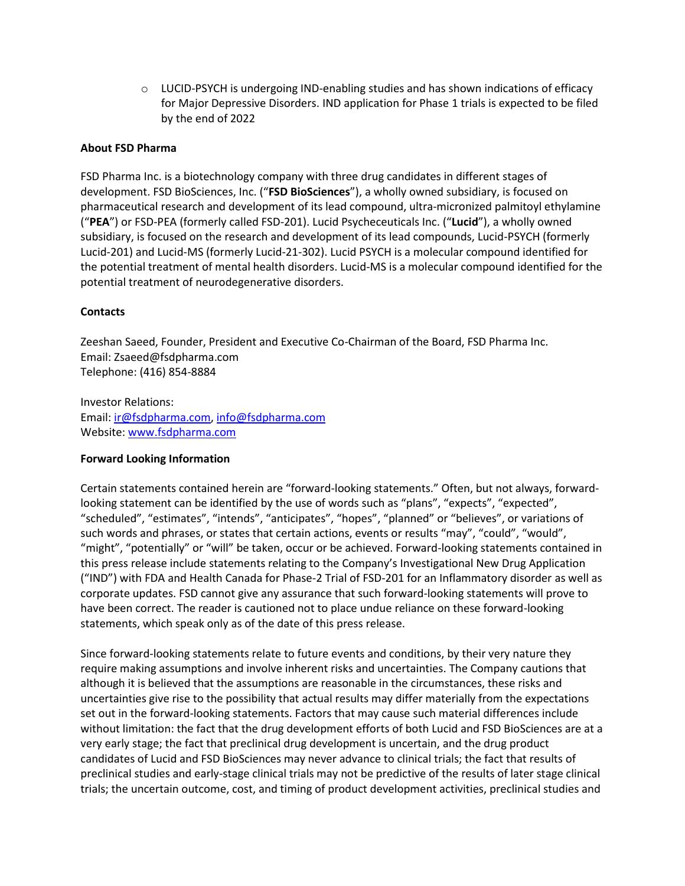- LUCID-PSYCH is undergoing IND-enabling studies and has shown indications of efficacy for Major Depressive Disorders. IND application for Phase 1 trials is expected to be filed by the end of 2022

**About FSD Pharma**

FSD Pharma Inc. is a biotechnology company with three drug candidates in different stages of development. FSD BioSciences, Inc. ("**FSD BioSciences**"), a wholly owned subsidiary, is focused on pharmaceutical research and development of its lead compound, ultra-micronized palmitoyl ethylamine ("**PEA**") or FSD-PEA (formerly called FSD-201). Lucid Psycheceuticals Inc. ("**Lucid**"), a wholly owned subsidiary, is focused on the research and development of its lead compounds, Lucid-PSYCH (formerly Lucid-201) and Lucid-MS (formerly Lucid-21-302). Lucid PSYCH is a molecular compound identified for the potential treatment of mental health disorders. Lucid-MS is a molecular compound identified for the potential treatment of neurodegenerative disorders.

**Contacts**

Zeeshan Saeed, Founder, President and Executive Co-Chairman of the Board, FSD Pharma Inc.
Email: Zsaeed@fsdpharma.com
Telephone: (416) 854-8884

Investor Relations:
Email: ir@fsdpharma.com, info@fsdpharma.com
Website: www.fsdpharma.com

**Forward Looking Information**

Certain statements contained herein are "forward-looking statements." Often, but not always, forward-looking statement can be identified by the use of words such as "plans", "expects", "expected", "scheduled", "estimates", "intends", "anticipates", "hopes", "planned" or "believes", or variations of such words and phrases, or states that certain actions, events or results "may", "could", "would", "might", "potentially" or "will" be taken, occur or be achieved. Forward-looking statements contained in this press release include statements relating to the Company's Investigational New Drug Application ("IND") with FDA and Health Canada for Phase-2 Trial of FSD-201 for an Inflammatory disorder as well as corporate updates. FSD cannot give any assurance that such forward-looking statements will prove to have been correct. The reader is cautioned not to place undue reliance on these forward-looking statements, which speak only as of the date of this press release.

Since forward-looking statements relate to future events and conditions, by their very nature they require making assumptions and involve inherent risks and uncertainties. The Company cautions that although it is believed that the assumptions are reasonable in the circumstances, these risks and uncertainties give rise to the possibility that actual results may differ materially from the expectations set out in the forward-looking statements. Factors that may cause such material differences include without limitation: the fact that the drug development efforts of both Lucid and FSD BioSciences are at a very early stage; the fact that preclinical drug development is uncertain, and the drug product candidates of Lucid and FSD BioSciences may never advance to clinical trials; the fact that results of preclinical studies and early-stage clinical trials may not be predictive of the results of later stage clinical trials; the uncertain outcome, cost, and timing of product development activities, preclinical studies and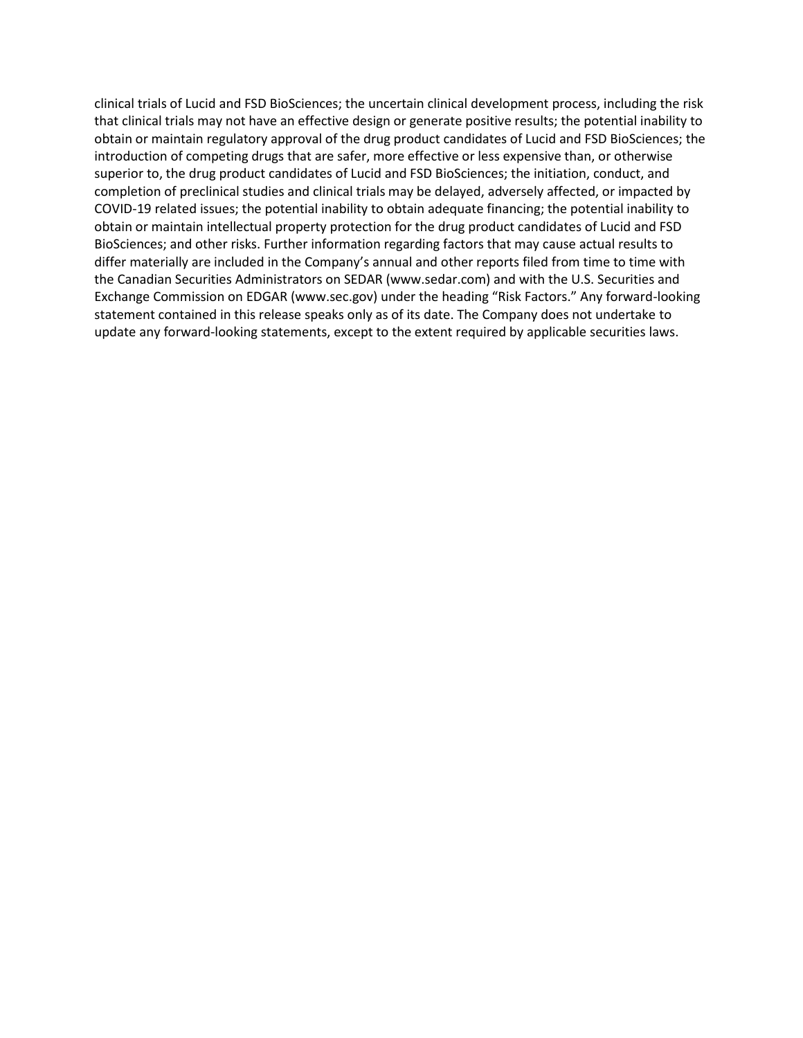clinical trials of Lucid and FSD BioSciences; the uncertain clinical development process, including the risk that clinical trials may not have an effective design or generate positive results; the potential inability to obtain or maintain regulatory approval of the drug product candidates of Lucid and FSD BioSciences; the introduction of competing drugs that are safer, more effective or less expensive than, or otherwise superior to, the drug product candidates of Lucid and FSD BioSciences; the initiation, conduct, and completion of preclinical studies and clinical trials may be delayed, adversely affected, or impacted by COVID-19 related issues; the potential inability to obtain adequate financing; the potential inability to obtain or maintain intellectual property protection for the drug product candidates of Lucid and FSD BioSciences; and other risks. Further information regarding factors that may cause actual results to differ materially are included in the Company's annual and other reports filed from time to time with the Canadian Securities Administrators on SEDAR (www.sedar.com) and with the U.S. Securities and Exchange Commission on EDGAR (www.sec.gov) under the heading "Risk Factors." Any forward-looking statement contained in this release speaks only as of its date. The Company does not undertake to update any forward-looking statements, except to the extent required by applicable securities laws.